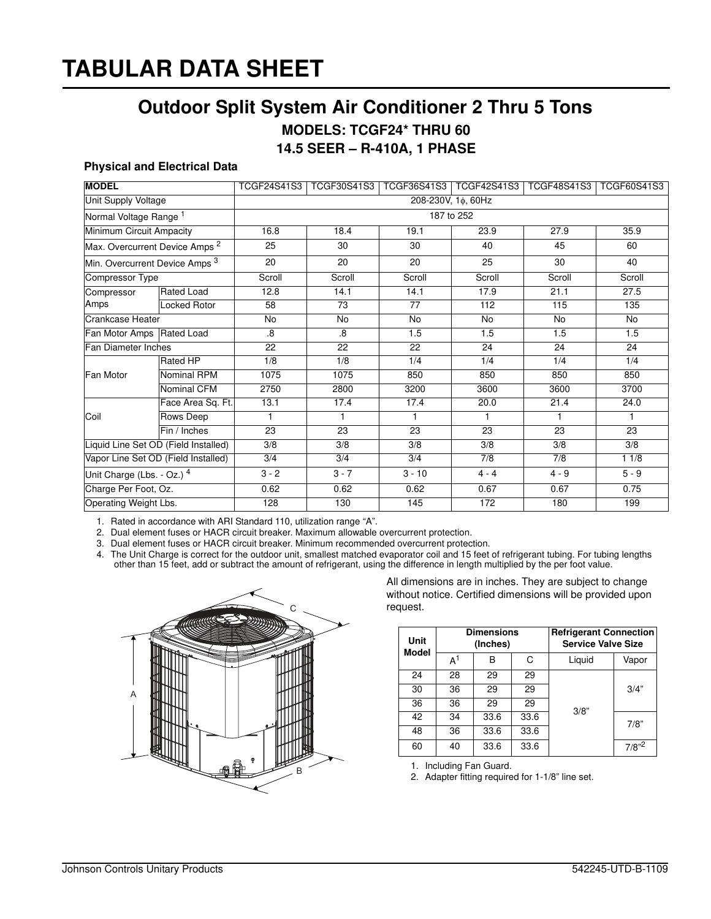# TABULAR DATA SHEET

## Outdoor Split System Air Conditioner 2 Thru 5 Tons

### MODELS: TCGF24* THRU 60

### 14.5 SEER – R-410A, 1 PHASE

**Physical and Electrical Data**

| MODEL | | TCGF24S41S3 | TCGF30S41S3 | TCGF36S41S3 | TCGF42S41S3 | TCGF48S41S3 | TCGF60S41S3 |
|---|---|---|---|---|---|---|---|
| Unit Supply Voltage | | 208-230V, 1ϕ, 60Hz | | | | | |
| Normal Voltage Range [1] | | 187 to 252 | | | | | |
| Minimum Circuit Ampacity | | 16.8 | 18.4 | 19.1 | 23.9 | 27.9 | 35.9 |
| Max. Overcurrent Device Amps [2] | | 25 | 30 | 30 | 40 | 45 | 60 |
| Min. Overcurrent Device Amps [3] | | 20 | 20 | 20 | 25 | 30 | 40 |
| Compressor Type | | Scroll | Scroll | Scroll | Scroll | Scroll | Scroll |
| Compressor Amps | Rated Load | 12.8 | 14.1 | 14.1 | 17.9 | 21.1 | 27.5 |
| | Locked Rotor | 58 | 73 | 77 | 112 | 115 | 135 |
| Crankcase Heater | | No | No | No | No | No | No |
| Fan Motor Amps | Rated Load | .8 | .8 | 1.5 | 1.5 | 1.5 | 1.5 |
| Fan Diameter Inches | | 22 | 22 | 22 | 24 | 24 | 24 |
| Fan Motor | Rated HP | 1/8 | 1/8 | 1/4 | 1/4 | 1/4 | 1/4 |
| | Nominal RPM | 1075 | 1075 | 850 | 850 | 850 | 850 |
| | Nominal CFM | 2750 | 2800 | 3200 | 3600 | 3600 | 3700 |
| Coil | Face Area Sq. Ft. | 13.1 | 17.4 | 17.4 | 20.0 | 21.4 | 24.0 |
| | Rows Deep | 1 | 1 | 1 | 1 | 1 | 1 |
| | Fin / Inches | 23 | 23 | 23 | 23 | 23 | 23 |
| Liquid Line Set OD (Field Installed) | | 3/8 | 3/8 | 3/8 | 3/8 | 3/8 | 3/8 |
| Vapor Line Set OD (Field Installed) | | 3/4 | 3/4 | 3/4 | 7/8 | 7/8 | 1 1/8 |
| Unit Charge (Lbs. - Oz.) [4] | | 3 - 2 | 3 - 7 | 3 - 10 | 4 - 4 | 4 - 9 | 5 - 9 |
| Charge Per Foot, Oz. | | 0.62 | 0.62 | 0.62 | 0.67 | 0.67 | 0.75 |
| Operating Weight Lbs. | | 128 | 130 | 145 | 172 | 180 | 199 |

1. Rated in accordance with ARI Standard 110, utilization range "A".
2. Dual element fuses or HACR circuit breaker. Maximum allowable overcurrent protection.
3. Dual element fuses or HACR circuit breaker. Minimum recommended overcurrent protection.
4. The Unit Charge is correct for the outdoor unit, smallest matched evaporator coil and 15 feet of refrigerant tubing. For tubing lengths other than 15 feet, add or subtract the amount of refrigerant, using the difference in length multiplied by the per foot value.

All dimensions are in inches. They are subject to change without notice. Certified dimensions will be provided upon request.

| Unit Model | Dimensions (Inches) | | | Refrigerant Connection Service Valve Size | |
|---|---|---|---|---|---|
| | A[1] | B | C | Liquid | Vapor |
| 24 | 28 | 29 | 29 | 3/8" | 3/4" |
| 30 | 36 | 29 | 29 | 3/8" | 3/4" |
| 36 | 36 | 29 | 29 | 3/8" | 3/4" |
| 42 | 34 | 33.6 | 33.6 | 3/8" | 7/8" |
| 48 | 36 | 33.6 | 33.6 | 3/8" | 7/8" |
| 60 | 40 | 33.6 | 33.6 | 3/8" | 7/8"[2] |

1. Including Fan Guard.
2. Adapter fitting required for 1-1/8" line set.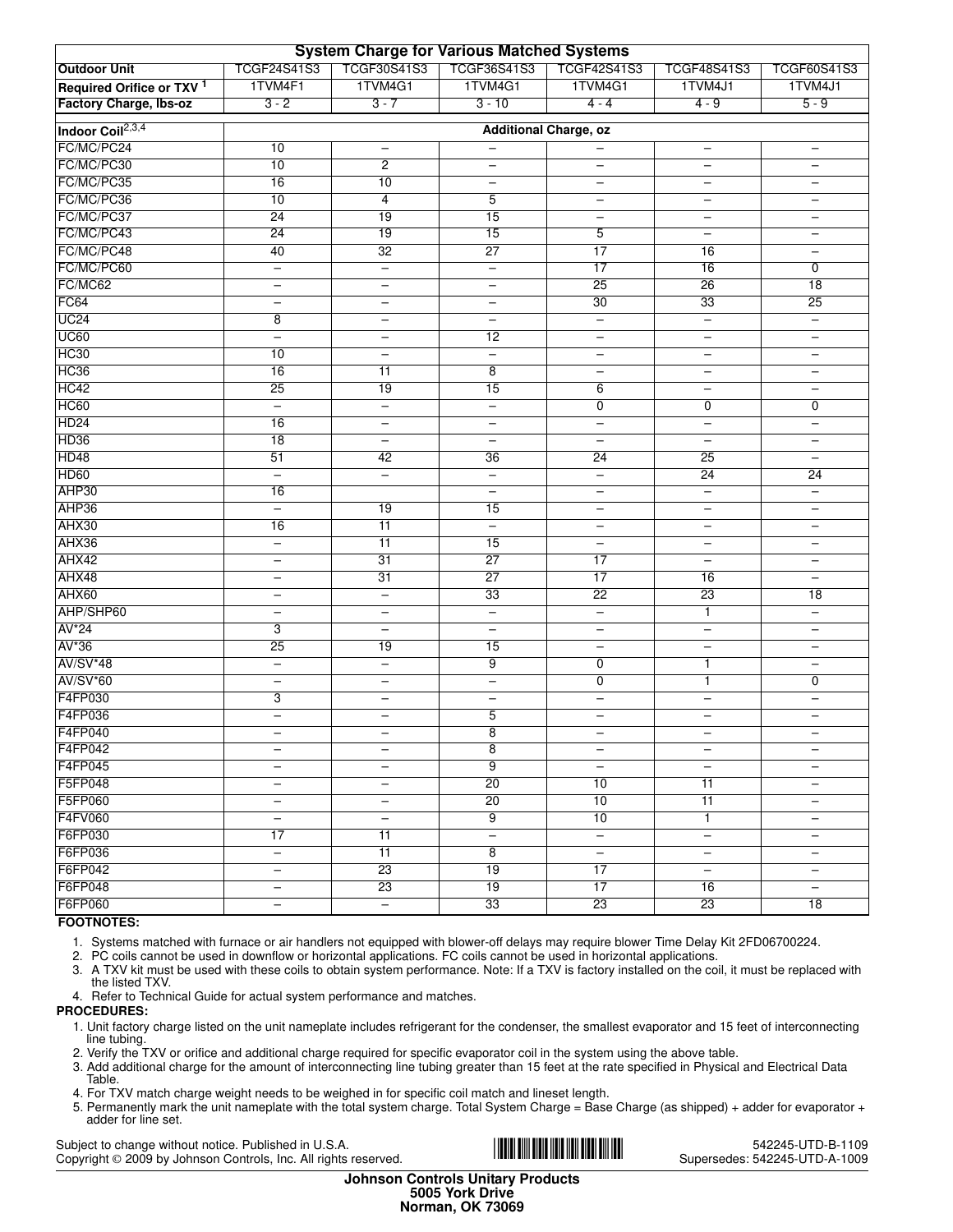| System Charge for Various Matched Systems | | | | | | |
|---|---|---|---|---|---|---|
| **Outdoor Unit** | TCGF24S41S3 | TCGF30S41S3 | TCGF36S41S3 | TCGF42S41S3 | TCGF48S41S3 | TCGF60S41S3 |
| **Required Orifice or TXV [1]** | 1TVM4F1 | 1TVM4G1 | 1TVM4G1 | 1TVM4G1 | 1TVM4J1 | 1TVM4J1 |
| **Factory Charge, lbs-oz** | 3 - 2 | 3 - 7 | 3 - 10 | 4 - 4 | 4 - 9 | 5 - 9 |
| **Indoor Coil[2,3,4]** | **Additional Charge, oz** | | | | | |
| FC/MC/PC24 | 10 | – | – | – | – | – |
| FC/MC/PC30 | 10 | 2 | – | – | – | – |
| FC/MC/PC35 | 16 | 10 | – | – | – | – |
| FC/MC/PC36 | 10 | 4 | 5 | – | – | – |
| FC/MC/PC37 | 24 | 19 | 15 | – | – | – |
| FC/MC/PC43 | 24 | 19 | 15 | 5 | – | – |
| FC/MC/PC48 | 40 | 32 | 27 | 17 | 16 | – |
| FC/MC/PC60 | – | – | – | 17 | 16 | 0 |
| FC/MC62 | – | – | – | 25 | 26 | 18 |
| FC64 | – | – | – | 30 | 33 | 25 |
| UC24 | 8 | – | – | – | – | – |
| UC60 | – | – | 12 | – | – | – |
| HC30 | 10 | – | – | – | – | – |
| HC36 | 16 | 11 | 8 | – | – | – |
| HC42 | 25 | 19 | 15 | 6 | – | – |
| HC60 | – | – | – | 0 | 0 | 0 |
| HD24 | 16 | – | – | – | – | – |
| HD36 | 18 | – | – | – | – | – |
| HD48 | 51 | 42 | 36 | 24 | 25 | – |
| HD60 | – | – | – | – | 24 | 24 |
| AHP30 | 16 | | – | – | – | – |
| AHP36 | – | 19 | 15 | – | – | – |
| AHX30 | 16 | 11 | – | – | – | – |
| AHX36 | – | 11 | 15 | – | – | – |
| AHX42 | – | 31 | 27 | 17 | – | – |
| AHX48 | – | 31 | 27 | 17 | 16 | – |
| AHX60 | – | – | 33 | 22 | 23 | 18 |
| AHP/SHP60 | – | – | – | – | 1 | – |
| AV*24 | 3 | – | – | – | – | – |
| AV*36 | 25 | 19 | 15 | – | – | – |
| AV/SV*48 | – | – | 9 | 0 | 1 | – |
| AV/SV*60 | – | – | – | 0 | 1 | 0 |
| F4FP030 | 3 | – | – | – | – | – |
| F4FP036 | – | – | 5 | – | – | – |
| F4FP040 | – | – | 8 | – | – | – |
| F4FP042 | – | – | 8 | – | – | – |
| F4FP045 | – | – | 9 | – | – | – |
| F5FP048 | – | – | 20 | 10 | 11 | – |
| F5FP060 | – | – | 20 | 10 | 11 | – |
| F4FV060 | – | – | 9 | 10 | 1 | – |
| F6FP030 | 17 | 11 | – | – | – | – |
| F6FP036 | – | 11 | 8 | – | – | – |
| F6FP042 | – | 23 | 19 | 17 | – | – |
| F6FP048 | – | 23 | 19 | 17 | 16 | – |
| F6FP060 | – | – | 33 | 23 | 23 | 18 |

**FOOTNOTES:**

1. Systems matched with furnace or air handlers not equipped with blower-off delays may require blower Time Delay Kit 2FD06700224.
2. PC coils cannot be used in downflow or horizontal applications. FC coils cannot be used in horizontal applications.
3. A TXV kit must be used with these coils to obtain system performance. Note: If a TXV is factory installed on the coil, it must be replaced with the listed TXV.
4. Refer to Technical Guide for actual system performance and matches.

**PROCEDURES:**

1. Unit factory charge listed on the unit nameplate includes refrigerant for the condenser, the smallest evaporator and 15 feet of interconnecting line tubing.
2. Verify the TXV or orifice and additional charge required for specific evaporator coil in the system using the above table.
3. Add additional charge for the amount of interconnecting line tubing greater than 15 feet at the rate specified in Physical and Electrical Data Table.
4. For TXV match charge weight needs to be weighed in for specific coil match and lineset length.
5. Permanently mark the unit nameplate with the total system charge. Total System Charge = Base Charge (as shipped) + adder for evaporator + adder for line set.

Subject to change without notice. Published in U.S.A.
Copyright © 2009 by Johnson Controls, Inc. All rights reserved.

542245-UTD-B-1109
Supersedes: 542245-UTD-A-1009

**Johnson Controls Unitary Products**
**5005 York Drive**
**Norman, OK 73069**